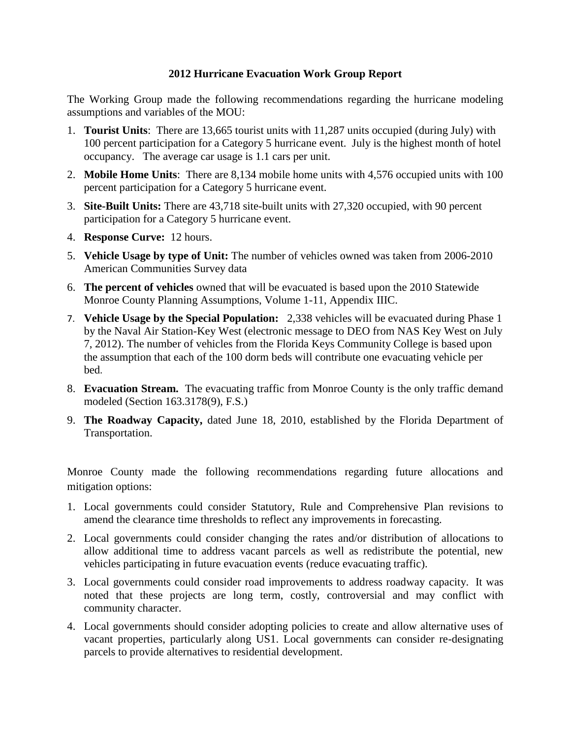# 2012 Hurricane Evacuation Work Group Report

The Working Group made the following recommendations regarding the hurricane modeling assumptions and variables of the MOU:

1. **Tourist Units**: There are 13,665 tourist units with 11,287 units occupied (during July) with 100 percent participation for a Category 5 hurricane event. July is the highest month of hotel occupancy. The average car usage is 1.1 cars per unit.
2. **Mobile Home Units**: There are 8,134 mobile home units with 4,576 occupied units with 100 percent participation for a Category 5 hurricane event.
3. **Site-Built Units:** There are 43,718 site-built units with 27,320 occupied, with 90 percent participation for a Category 5 hurricane event.
4. **Response Curve:** 12 hours.
5. **Vehicle Usage by type of Unit:** The number of vehicles owned was taken from 2006-2010 American Communities Survey data
6. **The percent of vehicles** owned that will be evacuated is based upon the 2010 Statewide Monroe County Planning Assumptions, Volume 1-11, Appendix IIIC.
7. **Vehicle Usage by the Special Population:** 2,338 vehicles will be evacuated during Phase 1 by the Naval Air Station-Key West (electronic message to DEO from NAS Key West on July 7, 2012). The number of vehicles from the Florida Keys Community College is based upon the assumption that each of the 100 dorm beds will contribute one evacuating vehicle per bed.
8. **Evacuation Stream.** The evacuating traffic from Monroe County is the only traffic demand modeled (Section 163.3178(9), F.S.)
9. **The Roadway Capacity,** dated June 18, 2010, established by the Florida Department of Transportation.

Monroe County made the following recommendations regarding future allocations and mitigation options:

1. Local governments could consider Statutory, Rule and Comprehensive Plan revisions to amend the clearance time thresholds to reflect any improvements in forecasting.
2. Local governments could consider changing the rates and/or distribution of allocations to allow additional time to address vacant parcels as well as redistribute the potential, new vehicles participating in future evacuation events (reduce evacuating traffic).
3. Local governments could consider road improvements to address roadway capacity. It was noted that these projects are long term, costly, controversial and may conflict with community character.
4. Local governments should consider adopting policies to create and allow alternative uses of vacant properties, particularly along US1. Local governments can consider re-designating parcels to provide alternatives to residential development.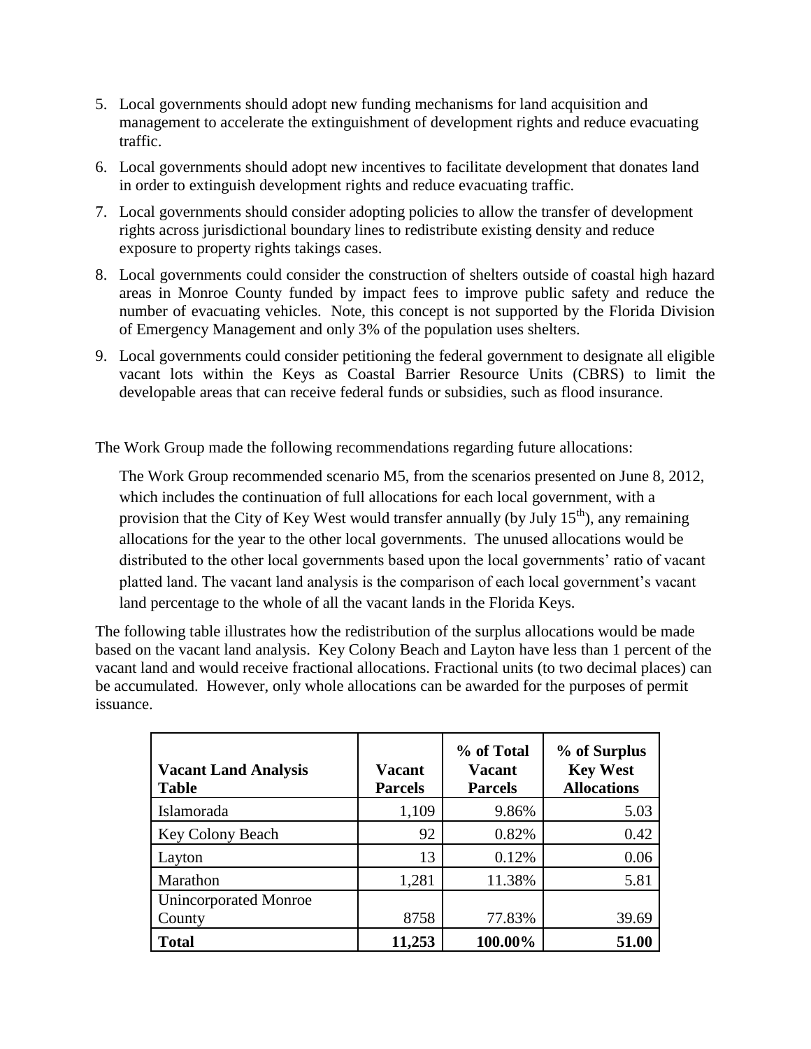5. Local governments should adopt new funding mechanisms for land acquisition and management to accelerate the extinguishment of development rights and reduce evacuating traffic.
6. Local governments should adopt new incentives to facilitate development that donates land in order to extinguish development rights and reduce evacuating traffic.
7. Local governments should consider adopting policies to allow the transfer of development rights across jurisdictional boundary lines to redistribute existing density and reduce exposure to property rights takings cases.
8. Local governments could consider the construction of shelters outside of coastal high hazard areas in Monroe County funded by impact fees to improve public safety and reduce the number of evacuating vehicles. Note, this concept is not supported by the Florida Division of Emergency Management and only 3% of the population uses shelters.
9. Local governments could consider petitioning the federal government to designate all eligible vacant lots within the Keys as Coastal Barrier Resource Units (CBRS) to limit the developable areas that can receive federal funds or subsidies, such as flood insurance.

The Work Group made the following recommendations regarding future allocations:

> The Work Group recommended scenario M5, from the scenarios presented on June 8, 2012, which includes the continuation of full allocations for each local government, with a provision that the City of Key West would transfer annually (by July 15th), any remaining allocations for the year to the other local governments. The unused allocations would be distributed to the other local governments based upon the local governments' ratio of vacant platted land. The vacant land analysis is the comparison of each local government's vacant land percentage to the whole of all the vacant lands in the Florida Keys.

The following table illustrates how the redistribution of the surplus allocations would be made based on the vacant land analysis. Key Colony Beach and Layton have less than 1 percent of the vacant land and would receive fractional allocations. Fractional units (to two decimal places) can be accumulated. However, only whole allocations can be awarded for the purposes of permit issuance.

| Vacant Land Analysis Table | Vacant Parcels | % of Total Vacant Parcels | % of Surplus Key West Allocations |
|---|---|---|---|
| Islamorada | 1,109 | 9.86% | 5.03 |
| Key Colony Beach | 92 | 0.82% | 0.42 |
| Layton | 13 | 0.12% | 0.06 |
| Marathon | 1,281 | 11.38% | 5.81 |
| Unincorporated Monroe County | 8758 | 77.83% | 39.69 |
| **Total** | **11,253** | **100.00%** | **51.00** |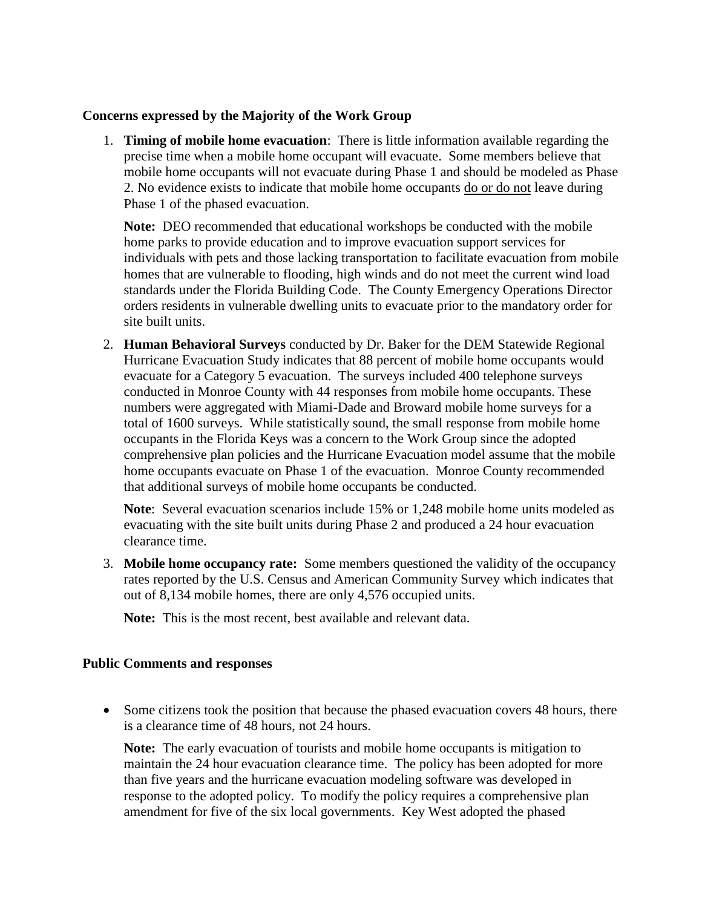**Concerns expressed by the Majority of the Work Group**

1. **Timing of mobile home evacuation**: There is little information available regarding the precise time when a mobile home occupant will evacuate. Some members believe that mobile home occupants will not evacuate during Phase 1 and should be modeled as Phase 2. No evidence exists to indicate that mobile home occupants <u>do or do not</u> leave during Phase 1 of the phased evacuation.

   **Note:** DEO recommended that educational workshops be conducted with the mobile home parks to provide education and to improve evacuation support services for individuals with pets and those lacking transportation to facilitate evacuation from mobile homes that are vulnerable to flooding, high winds and do not meet the current wind load standards under the Florida Building Code. The County Emergency Operations Director orders residents in vulnerable dwelling units to evacuate prior to the mandatory order for site built units.

2. **Human Behavioral Surveys** conducted by Dr. Baker for the DEM Statewide Regional Hurricane Evacuation Study indicates that 88 percent of mobile home occupants would evacuate for a Category 5 evacuation. The surveys included 400 telephone surveys conducted in Monroe County with 44 responses from mobile home occupants. These numbers were aggregated with Miami-Dade and Broward mobile home surveys for a total of 1600 surveys. While statistically sound, the small response from mobile home occupants in the Florida Keys was a concern to the Work Group since the adopted comprehensive plan policies and the Hurricane Evacuation model assume that the mobile home occupants evacuate on Phase 1 of the evacuation. Monroe County recommended that additional surveys of mobile home occupants be conducted.

   **Note**: Several evacuation scenarios include 15% or 1,248 mobile home units modeled as evacuating with the site built units during Phase 2 and produced a 24 hour evacuation clearance time.

3. **Mobile home occupancy rate:** Some members questioned the validity of the occupancy rates reported by the U.S. Census and American Community Survey which indicates that out of 8,134 mobile homes, there are only 4,576 occupied units.

   **Note:** This is the most recent, best available and relevant data.

**Public Comments and responses**

- Some citizens took the position that because the phased evacuation covers 48 hours, there is a clearance time of 48 hours, not 24 hours.

  **Note:** The early evacuation of tourists and mobile home occupants is mitigation to maintain the 24 hour evacuation clearance time. The policy has been adopted for more than five years and the hurricane evacuation modeling software was developed in response to the adopted policy. To modify the policy requires a comprehensive plan amendment for five of the six local governments. Key West adopted the phased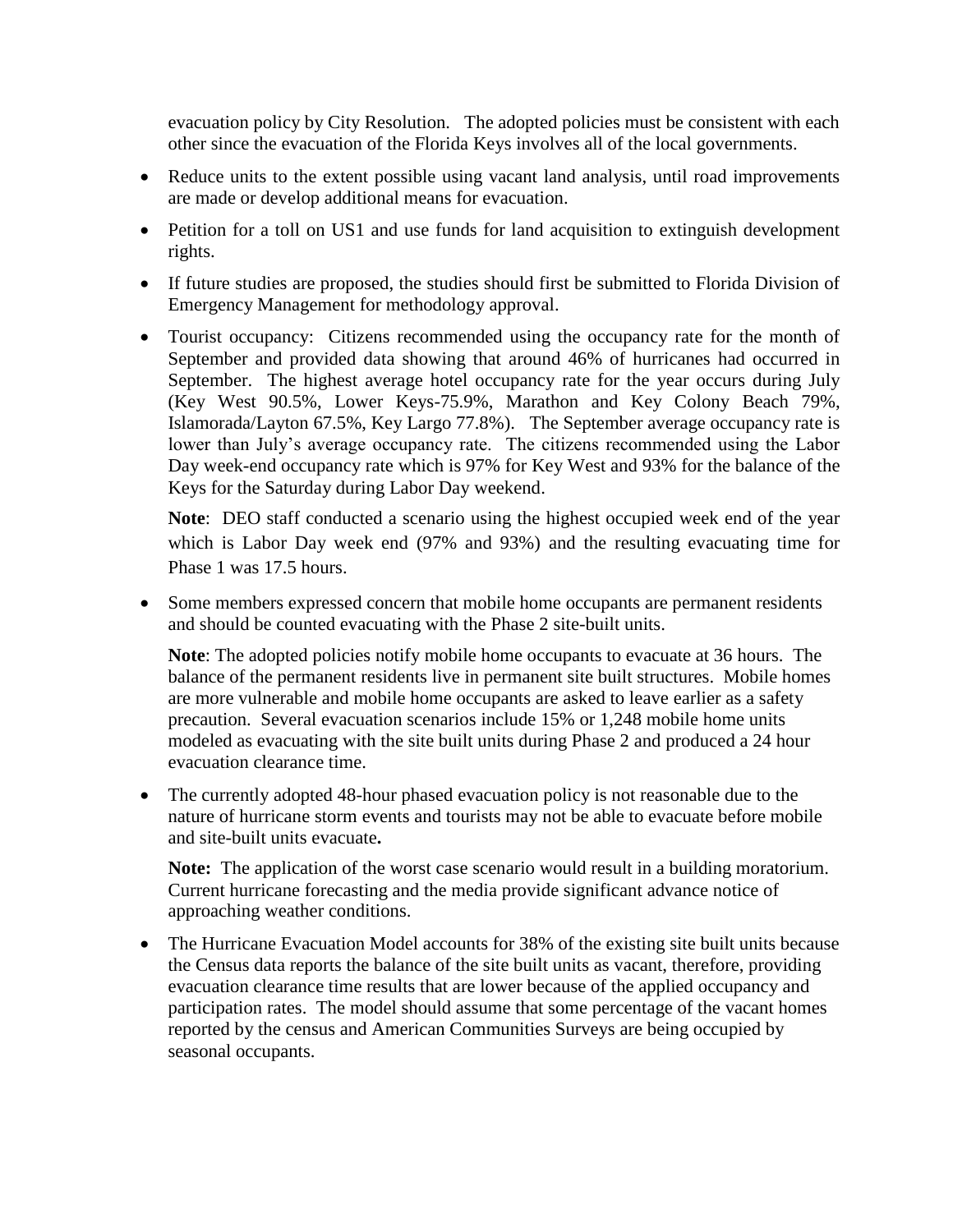evacuation policy by City Resolution. The adopted policies must be consistent with each other since the evacuation of the Florida Keys involves all of the local governments.

- Reduce units to the extent possible using vacant land analysis, until road improvements are made or develop additional means for evacuation.
- Petition for a toll on US1 and use funds for land acquisition to extinguish development rights.
- If future studies are proposed, the studies should first be submitted to Florida Division of Emergency Management for methodology approval.
- Tourist occupancy: Citizens recommended using the occupancy rate for the month of September and provided data showing that around 46% of hurricanes had occurred in September. The highest average hotel occupancy rate for the year occurs during July (Key West 90.5%, Lower Keys-75.9%, Marathon and Key Colony Beach 79%, Islamorada/Layton 67.5%, Key Largo 77.8%). The September average occupancy rate is lower than July's average occupancy rate. The citizens recommended using the Labor Day week-end occupancy rate which is 97% for Key West and 93% for the balance of the Keys for the Saturday during Labor Day weekend.

  **Note**: DEO staff conducted a scenario using the highest occupied week end of the year which is Labor Day week end (97% and 93%) and the resulting evacuating time for Phase 1 was 17.5 hours.

- Some members expressed concern that mobile home occupants are permanent residents and should be counted evacuating with the Phase 2 site-built units.

  **Note**: The adopted policies notify mobile home occupants to evacuate at 36 hours. The balance of the permanent residents live in permanent site built structures. Mobile homes are more vulnerable and mobile home occupants are asked to leave earlier as a safety precaution. Several evacuation scenarios include 15% or 1,248 mobile home units modeled as evacuating with the site built units during Phase 2 and produced a 24 hour evacuation clearance time.

- The currently adopted 48-hour phased evacuation policy is not reasonable due to the nature of hurricane storm events and tourists may not be able to evacuate before mobile and site-built units evacuate**.**

  **Note:** The application of the worst case scenario would result in a building moratorium. Current hurricane forecasting and the media provide significant advance notice of approaching weather conditions.

- The Hurricane Evacuation Model accounts for 38% of the existing site built units because the Census data reports the balance of the site built units as vacant, therefore, providing evacuation clearance time results that are lower because of the applied occupancy and participation rates. The model should assume that some percentage of the vacant homes reported by the census and American Communities Surveys are being occupied by seasonal occupants.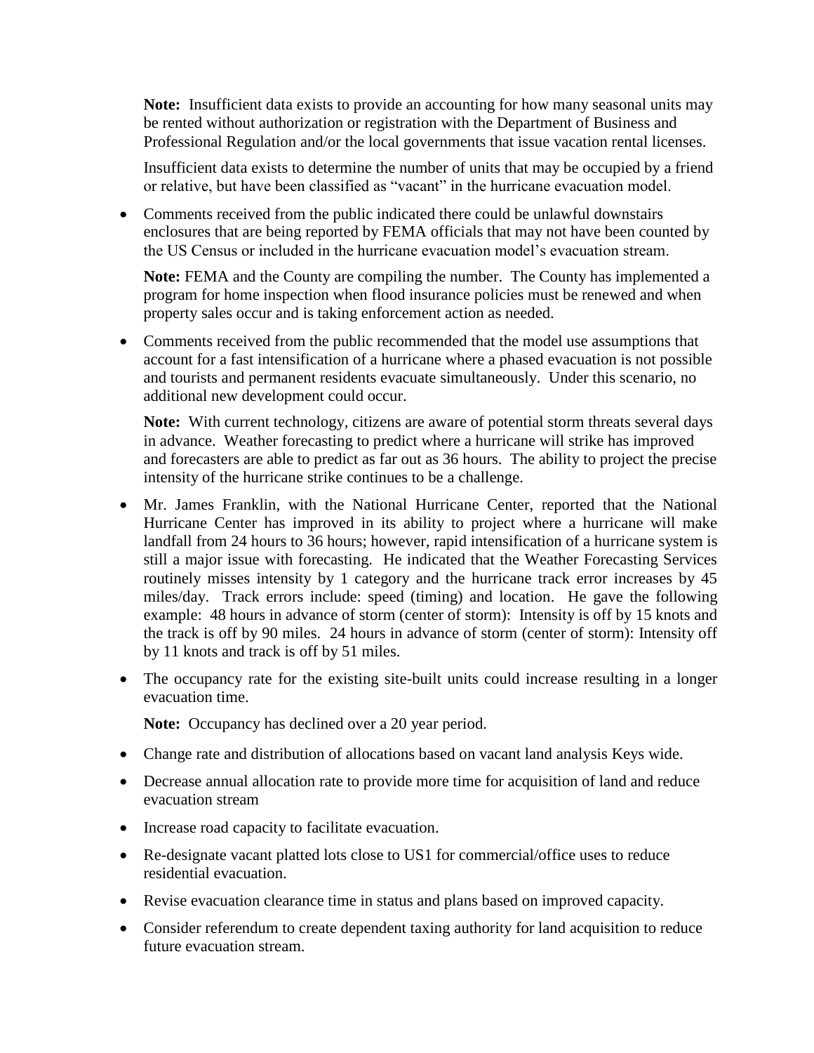**Note:** Insufficient data exists to provide an accounting for how many seasonal units may be rented without authorization or registration with the Department of Business and Professional Regulation and/or the local governments that issue vacation rental licenses.

Insufficient data exists to determine the number of units that may be occupied by a friend or relative, but have been classified as "vacant" in the hurricane evacuation model.

- Comments received from the public indicated there could be unlawful downstairs enclosures that are being reported by FEMA officials that may not have been counted by the US Census or included in the hurricane evacuation model's evacuation stream.

  **Note:** FEMA and the County are compiling the number. The County has implemented a program for home inspection when flood insurance policies must be renewed and when property sales occur and is taking enforcement action as needed.

- Comments received from the public recommended that the model use assumptions that account for a fast intensification of a hurricane where a phased evacuation is not possible and tourists and permanent residents evacuate simultaneously. Under this scenario, no additional new development could occur.

  **Note:** With current technology, citizens are aware of potential storm threats several days in advance. Weather forecasting to predict where a hurricane will strike has improved and forecasters are able to predict as far out as 36 hours. The ability to project the precise intensity of the hurricane strike continues to be a challenge.

- Mr. James Franklin, with the National Hurricane Center, reported that the National Hurricane Center has improved in its ability to project where a hurricane will make landfall from 24 hours to 36 hours; however, rapid intensification of a hurricane system is still a major issue with forecasting. He indicated that the Weather Forecasting Services routinely misses intensity by 1 category and the hurricane track error increases by 45 miles/day. Track errors include: speed (timing) and location. He gave the following example: 48 hours in advance of storm (center of storm): Intensity is off by 15 knots and the track is off by 90 miles. 24 hours in advance of storm (center of storm): Intensity off by 11 knots and track is off by 51 miles.

- The occupancy rate for the existing site-built units could increase resulting in a longer evacuation time.

  **Note:** Occupancy has declined over a 20 year period.

- Change rate and distribution of allocations based on vacant land analysis Keys wide.
- Decrease annual allocation rate to provide more time for acquisition of land and reduce evacuation stream
- Increase road capacity to facilitate evacuation.
- Re-designate vacant platted lots close to US1 for commercial/office uses to reduce residential evacuation.
- Revise evacuation clearance time in status and plans based on improved capacity.
- Consider referendum to create dependent taxing authority for land acquisition to reduce future evacuation stream.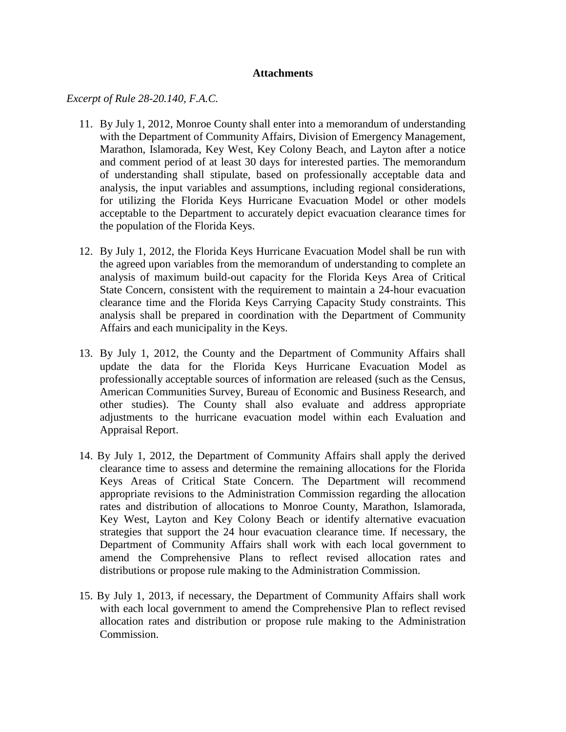**Attachments**

*Excerpt of Rule 28-20.140, F.A.C.*

11. By July 1, 2012, Monroe County shall enter into a memorandum of understanding with the Department of Community Affairs, Division of Emergency Management, Marathon, Islamorada, Key West, Key Colony Beach, and Layton after a notice and comment period of at least 30 days for interested parties. The memorandum of understanding shall stipulate, based on professionally acceptable data and analysis, the input variables and assumptions, including regional considerations, for utilizing the Florida Keys Hurricane Evacuation Model or other models acceptable to the Department to accurately depict evacuation clearance times for the population of the Florida Keys.

12. By July 1, 2012, the Florida Keys Hurricane Evacuation Model shall be run with the agreed upon variables from the memorandum of understanding to complete an analysis of maximum build-out capacity for the Florida Keys Area of Critical State Concern, consistent with the requirement to maintain a 24-hour evacuation clearance time and the Florida Keys Carrying Capacity Study constraints. This analysis shall be prepared in coordination with the Department of Community Affairs and each municipality in the Keys.

13. By July 1, 2012, the County and the Department of Community Affairs shall update the data for the Florida Keys Hurricane Evacuation Model as professionally acceptable sources of information are released (such as the Census, American Communities Survey, Bureau of Economic and Business Research, and other studies). The County shall also evaluate and address appropriate adjustments to the hurricane evacuation model within each Evaluation and Appraisal Report.

14. By July 1, 2012, the Department of Community Affairs shall apply the derived clearance time to assess and determine the remaining allocations for the Florida Keys Areas of Critical State Concern. The Department will recommend appropriate revisions to the Administration Commission regarding the allocation rates and distribution of allocations to Monroe County, Marathon, Islamorada, Key West, Layton and Key Colony Beach or identify alternative evacuation strategies that support the 24 hour evacuation clearance time. If necessary, the Department of Community Affairs shall work with each local government to amend the Comprehensive Plans to reflect revised allocation rates and distributions or propose rule making to the Administration Commission.

15. By July 1, 2013, if necessary, the Department of Community Affairs shall work with each local government to amend the Comprehensive Plan to reflect revised allocation rates and distribution or propose rule making to the Administration Commission.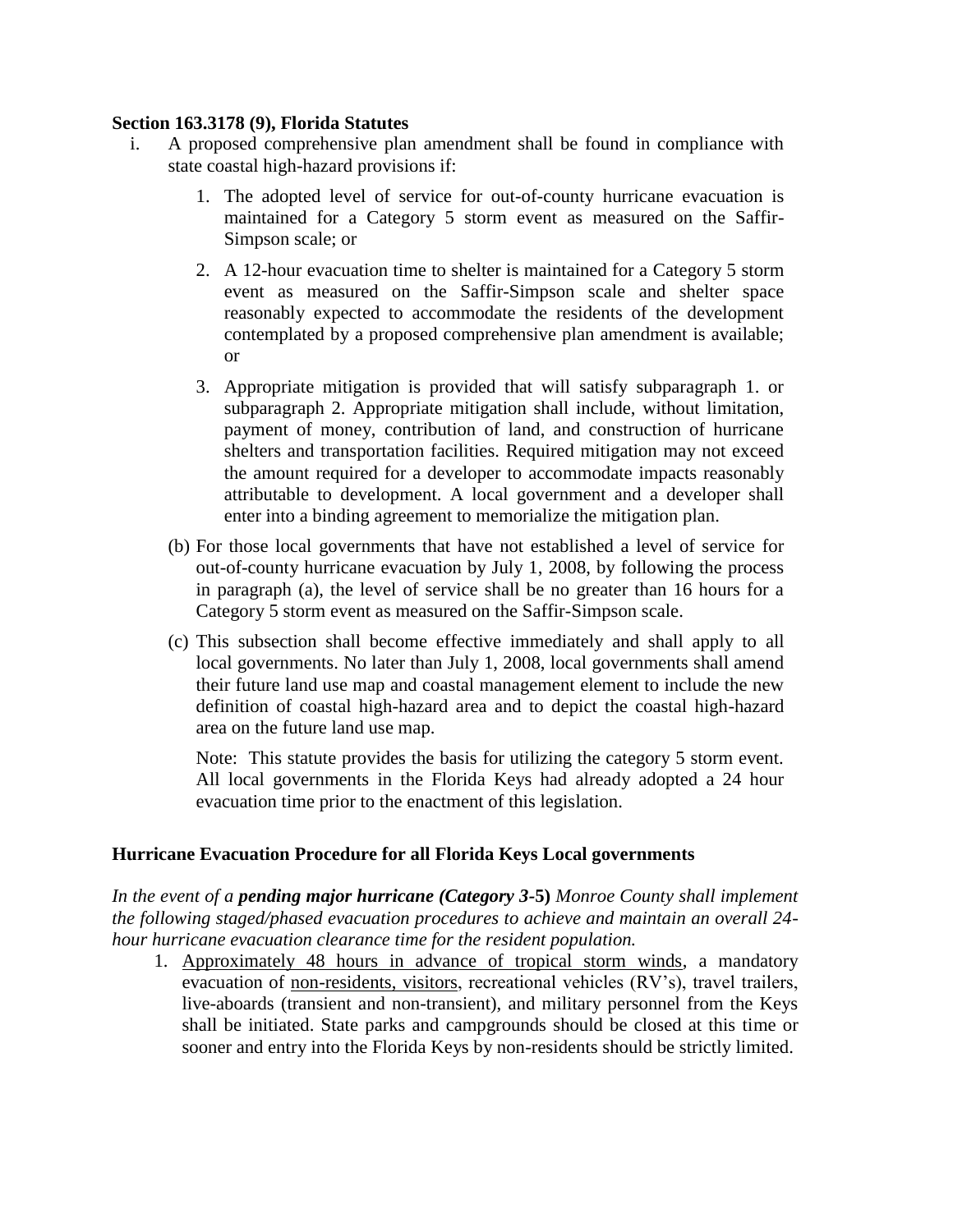**Section 163.3178 (9), Florida Statutes**

i. A proposed comprehensive plan amendment shall be found in compliance with state coastal high-hazard provisions if:

   1. The adopted level of service for out-of-county hurricane evacuation is maintained for a Category 5 storm event as measured on the Saffir-Simpson scale; or

   2. A 12-hour evacuation time to shelter is maintained for a Category 5 storm event as measured on the Saffir-Simpson scale and shelter space reasonably expected to accommodate the residents of the development contemplated by a proposed comprehensive plan amendment is available; or

   3. Appropriate mitigation is provided that will satisfy subparagraph 1. or subparagraph 2. Appropriate mitigation shall include, without limitation, payment of money, contribution of land, and construction of hurricane shelters and transportation facilities. Required mitigation may not exceed the amount required for a developer to accommodate impacts reasonably attributable to development. A local government and a developer shall enter into a binding agreement to memorialize the mitigation plan.

(b) For those local governments that have not established a level of service for out-of-county hurricane evacuation by July 1, 2008, by following the process in paragraph (a), the level of service shall be no greater than 16 hours for a Category 5 storm event as measured on the Saffir-Simpson scale.

(c) This subsection shall become effective immediately and shall apply to all local governments. No later than July 1, 2008, local governments shall amend their future land use map and coastal management element to include the new definition of coastal high-hazard area and to depict the coastal high-hazard area on the future land use map.

Note: This statute provides the basis for utilizing the category 5 storm event. All local governments in the Florida Keys had already adopted a 24 hour evacuation time prior to the enactment of this legislation.

**Hurricane Evacuation Procedure for all Florida Keys Local governments**

*In the event of a* ***pending major hurricane (Category 3-5)*** *Monroe County shall implement the following staged/phased evacuation procedures to achieve and maintain an overall 24-hour hurricane evacuation clearance time for the resident population.*

1. <u>Approximately 48 hours in advance of tropical storm winds</u>, a mandatory evacuation of <u>non-residents, visitors</u>, recreational vehicles (RV's), travel trailers, live-aboards (transient and non-transient), and military personnel from the Keys shall be initiated. State parks and campgrounds should be closed at this time or sooner and entry into the Florida Keys by non-residents should be strictly limited.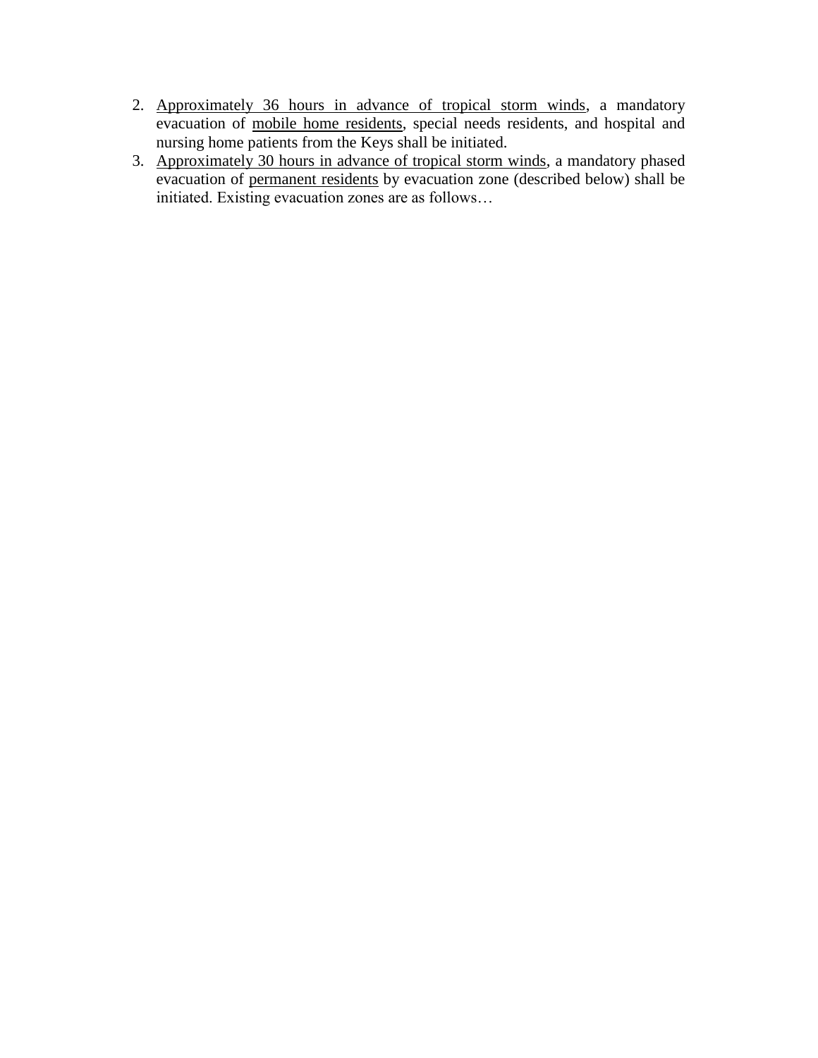2. <u>Approximately 36 hours in advance of tropical storm winds</u>, a mandatory evacuation of <u>mobile home residents</u>, special needs residents, and hospital and nursing home patients from the Keys shall be initiated.
3. <u>Approximately 30 hours in advance of tropical storm winds</u>, a mandatory phased evacuation of <u>permanent residents</u> by evacuation zone (described below) shall be initiated. Existing evacuation zones are as follows…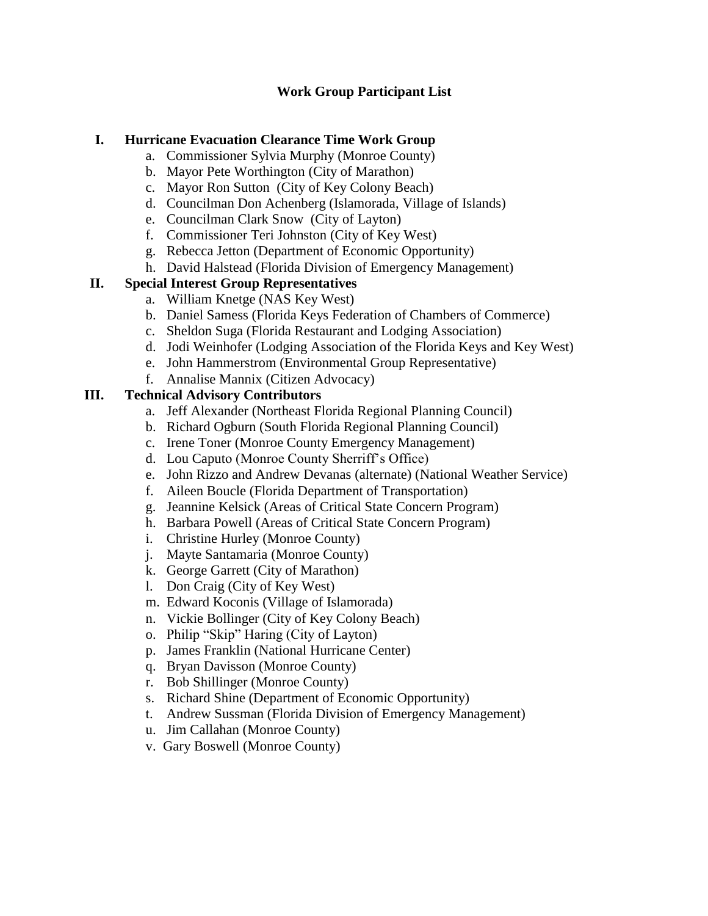## Work Group Participant List

**I. Hurricane Evacuation Clearance Time Work Group**

a. Commissioner Sylvia Murphy (Monroe County)
b. Mayor Pete Worthington (City of Marathon)
c. Mayor Ron Sutton (City of Key Colony Beach)
d. Councilman Don Achenberg (Islamorada, Village of Islands)
e. Councilman Clark Snow (City of Layton)
f. Commissioner Teri Johnston (City of Key West)
g. Rebecca Jetton (Department of Economic Opportunity)
h. David Halstead (Florida Division of Emergency Management)

**II. Special Interest Group Representatives**

a. William Knetge (NAS Key West)
b. Daniel Samess (Florida Keys Federation of Chambers of Commerce)
c. Sheldon Suga (Florida Restaurant and Lodging Association)
d. Jodi Weinhofer (Lodging Association of the Florida Keys and Key West)
e. John Hammerstrom (Environmental Group Representative)
f. Annalise Mannix (Citizen Advocacy)

**III. Technical Advisory Contributors**

a. Jeff Alexander (Northeast Florida Regional Planning Council)
b. Richard Ogburn (South Florida Regional Planning Council)
c. Irene Toner (Monroe County Emergency Management)
d. Lou Caputo (Monroe County Sherriff's Office)
e. John Rizzo and Andrew Devanas (alternate) (National Weather Service)
f. Aileen Boucle (Florida Department of Transportation)
g. Jeannine Kelsick (Areas of Critical State Concern Program)
h. Barbara Powell (Areas of Critical State Concern Program)
i. Christine Hurley (Monroe County)
j. Mayte Santamaria (Monroe County)
k. George Garrett (City of Marathon)
l. Don Craig (City of Key West)
m. Edward Koconis (Village of Islamorada)
n. Vickie Bollinger (City of Key Colony Beach)
o. Philip "Skip" Haring (City of Layton)
p. James Franklin (National Hurricane Center)
q. Bryan Davisson (Monroe County)
r. Bob Shillinger (Monroe County)
s. Richard Shine (Department of Economic Opportunity)
t. Andrew Sussman (Florida Division of Emergency Management)
u. Jim Callahan (Monroe County)
v. Gary Boswell (Monroe County)